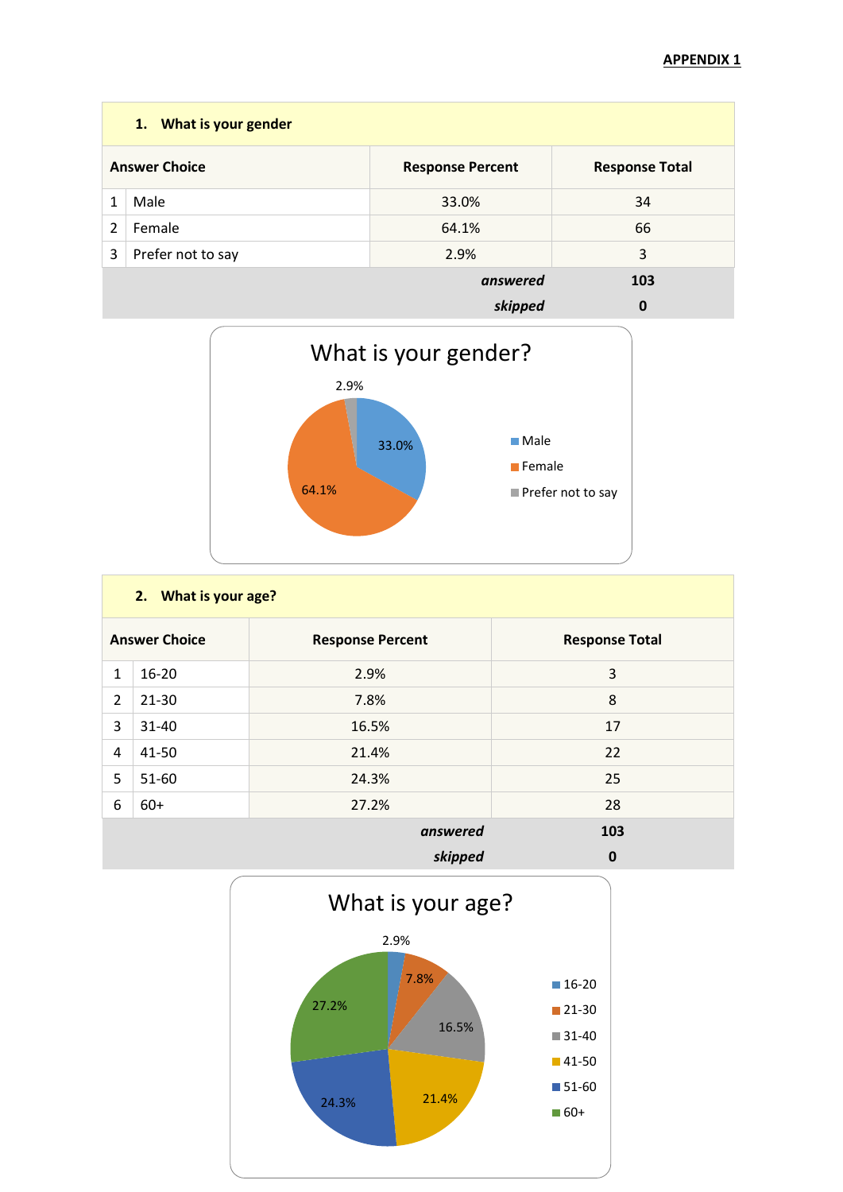**APPENDIX 1**

| 1. What is your gender | | |
|---|---|---|
| **Answer Choice** | **Response Percent** | **Response Total** |
| 1 Male | 33.0% | 34 |
| 2 Female | 64.1% | 66 |
| 3 Prefer not to say | 2.9% | 3 |
| | ***answered*** | **103** |
| | ***skipped*** | **0** |

What is your gender?

- Male: 33.0%
- Female: 64.1%
- Prefer not to say: 2.9%

| 2. What is your age? | | |
|---|---|---|
| **Answer Choice** | **Response Percent** | **Response Total** |
| 1 16-20 | 2.9% | 3 |
| 2 21-30 | 7.8% | 8 |
| 3 31-40 | 16.5% | 17 |
| 4 41-50 | 21.4% | 22 |
| 5 51-60 | 24.3% | 25 |
| 6 60+ | 27.2% | 28 |
| | ***answered*** | **103** |
| | ***skipped*** | **0** |

What is your age?

- 16-20: 2.9%
- 21-30: 7.8%
- 31-40: 16.5%
- 41-50: 21.4%
- 51-60: 24.3%
- 60+: 27.2%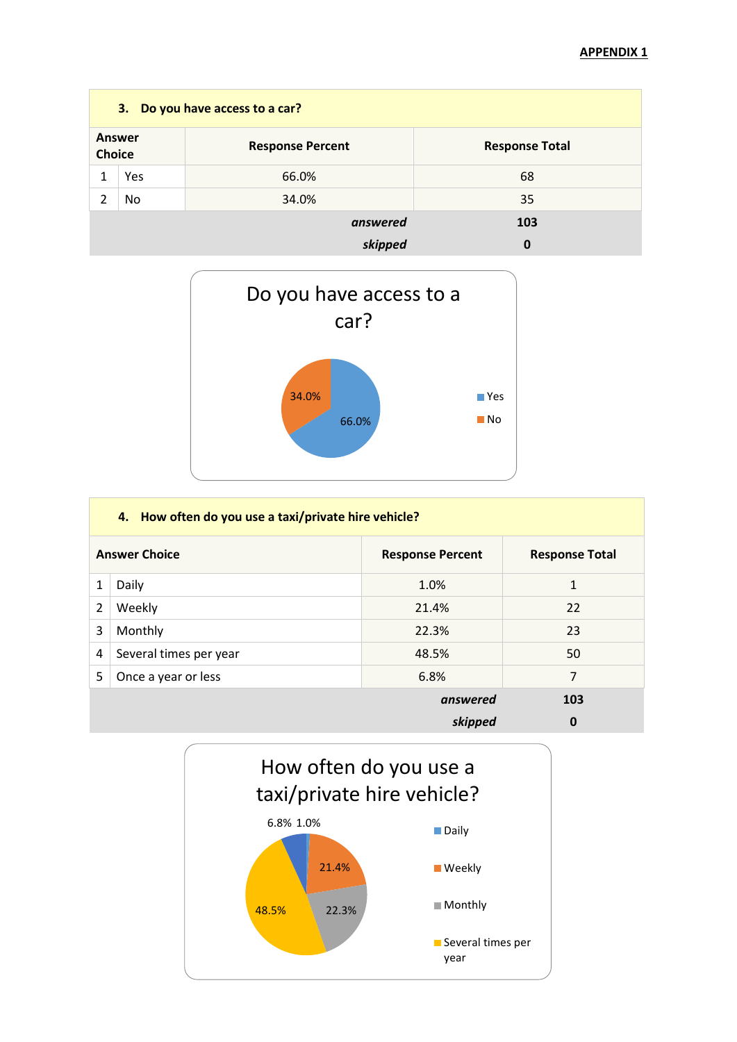**APPENDIX 1**

| **3. Do you have access to a car?** | | | |
|---|---|---|---|
| **Answer Choice** | | **Response Percent** | **Response Total** |
| 1 | Yes | 66.0% | 68 |
| 2 | No | 34.0% | 35 |
| | | ***answered*** | **103** |
| | | ***skipped*** | **0** |

Do you have access to a car?

- Yes: 66.0%
- No: 34.0%

| **4. How often do you use a taxi/private hire vehicle?** | | | |
|---|---|---|---|
| **Answer Choice** | | **Response Percent** | **Response Total** |
| 1 | Daily | 1.0% | 1 |
| 2 | Weekly | 21.4% | 22 |
| 3 | Monthly | 22.3% | 23 |
| 4 | Several times per year | 48.5% | 50 |
| 5 | Once a year or less | 6.8% | 7 |
| | | ***answered*** | **103** |
| | | ***skipped*** | **0** |

How often do you use a taxi/private hire vehicle?

- Daily: 1.0%
- Weekly: 21.4%
- Monthly: 22.3%
- Several times per year: 48.5%
- 6.8%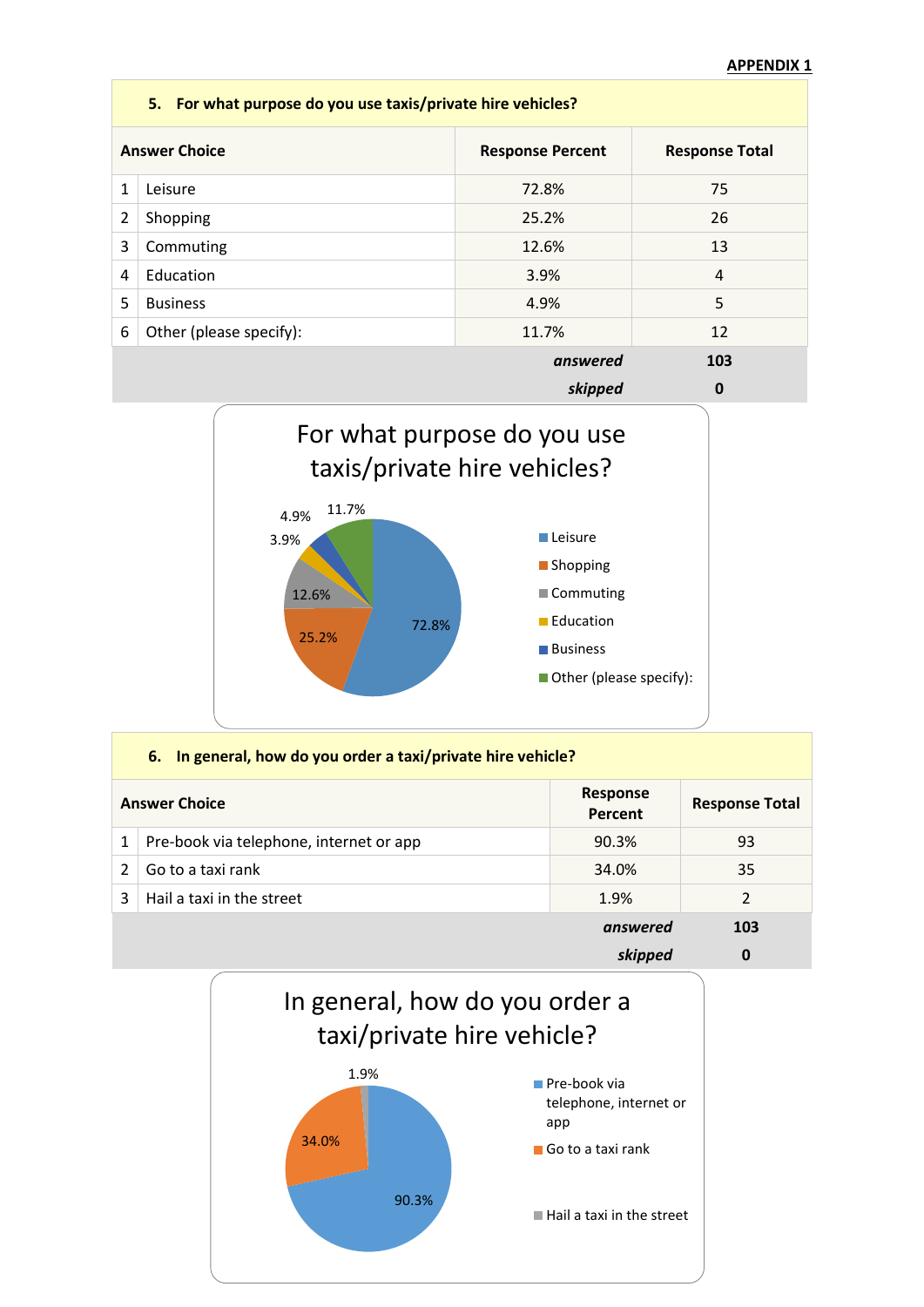**APPENDIX 1**

| 5. For what purpose do you use taxis/private hire vehicles? | | | |
|---|---|---|---|
| **Answer Choice** | | **Response Percent** | **Response Total** |
| 1 | Leisure | 72.8% | 75 |
| 2 | Shopping | 25.2% | 26 |
| 3 | Commuting | 12.6% | 13 |
| 4 | Education | 3.9% | 4 |
| 5 | Business | 4.9% | 5 |
| 6 | Other (please specify): | 11.7% | 12 |
| | | ***answered*** | **103** |
| | | ***skipped*** | **0** |

For what purpose do you use taxis/private hire vehicles?

- Leisure: 72.8%
- Shopping: 25.2%
- Commuting: 12.6%
- Education: 3.9%
- Business: 4.9%
- Other (please specify): 11.7%

| 6. In general, how do you order a taxi/private hire vehicle? | | | |
|---|---|---|---|
| **Answer Choice** | | **Response Percent** | **Response Total** |
| 1 | Pre-book via telephone, internet or app | 90.3% | 93 |
| 2 | Go to a taxi rank | 34.0% | 35 |
| 3 | Hail a taxi in the street | 1.9% | 2 |
| | | ***answered*** | **103** |
| | | ***skipped*** | **0** |

In general, how do you order a taxi/private hire vehicle?

- Pre-book via telephone, internet or app: 90.3%
- Go to a taxi rank: 34.0%
- Hail a taxi in the street: 1.9%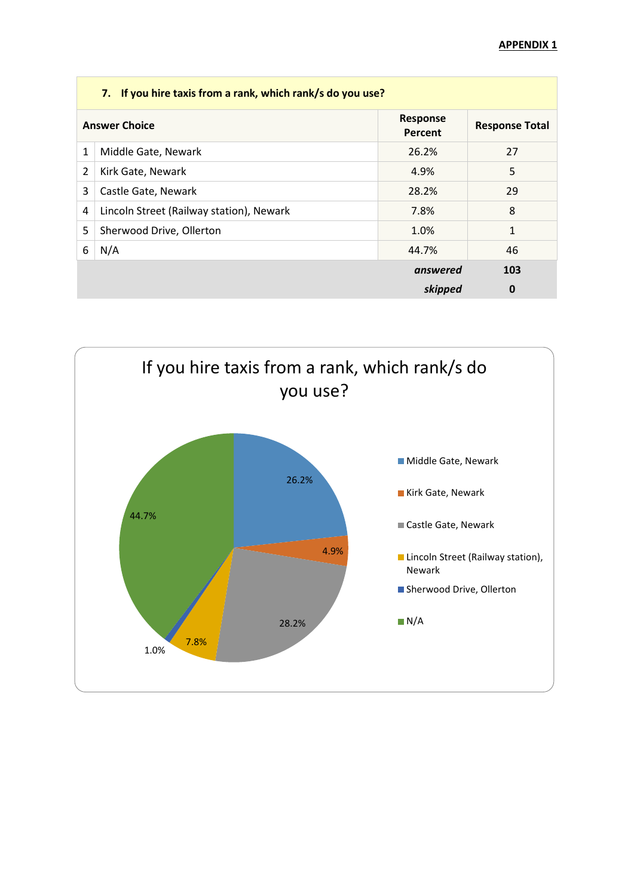| 7. If you hire taxis from a rank, which rank/s do you use? | | | |
|---|---|---|---|
| **Answer Choice** | | **Response Percent** | **Response Total** |
| 1 | Middle Gate, Newark | 26.2% | 27 |
| 2 | Kirk Gate, Newark | 4.9% | 5 |
| 3 | Castle Gate, Newark | 28.2% | 29 |
| 4 | Lincoln Street (Railway station), Newark | 7.8% | 8 |
| 5 | Sherwood Drive, Ollerton | 1.0% | 1 |
| 6 | N/A | 44.7% | 46 |
| | | ***answered*** | **103** |
| | | ***skipped*** | **0** |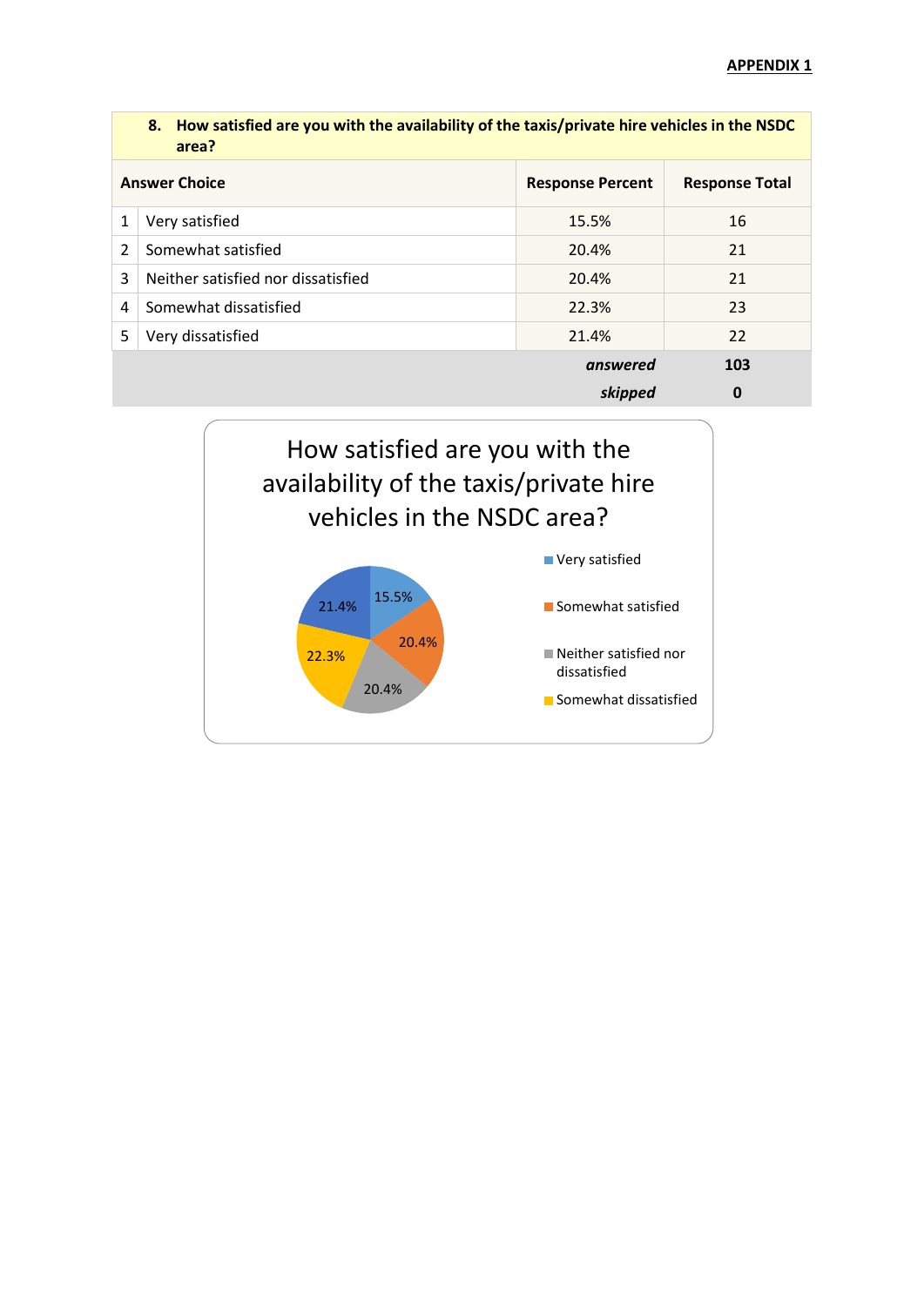**APPENDIX 1**

| | 8. How satisfied are you with the availability of the taxis/private hire vehicles in the NSDC area? | | |
|---|---|---|---|
| | **Answer Choice** | **Response Percent** | **Response Total** |
| 1 | Very satisfied | 15.5% | 16 |
| 2 | Somewhat satisfied | 20.4% | 21 |
| 3 | Neither satisfied nor dissatisfied | 20.4% | 21 |
| 4 | Somewhat dissatisfied | 22.3% | 23 |
| 5 | Very dissatisfied | 21.4% | 22 |
| | | ***answered*** | **103** |
| | | ***skipped*** | **0** |

How satisfied are you with the availability of the taxis/private hire vehicles in the NSDC area?

- Very satisfied: 15.5%
- Somewhat satisfied: 20.4%
- Neither satisfied nor dissatisfied: 20.4%
- Somewhat dissatisfied: 22.3%
- 21.4%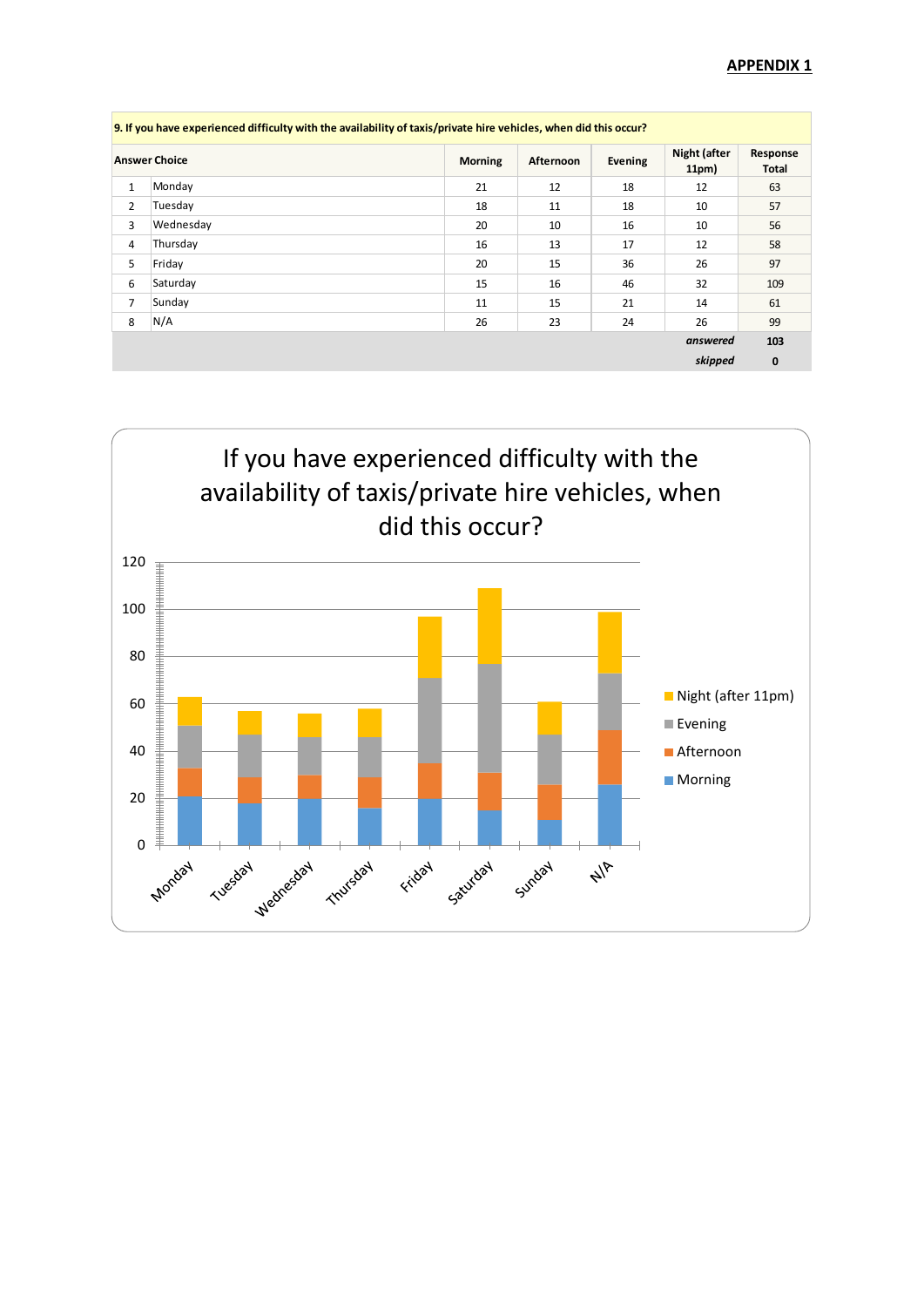**APPENDIX 1**

| 9. If you have experienced difficulty with the availability of taxis/private hire vehicles, when did this occur? | | | | | | |
|---|---|---|---|---|---|---|
| Answer Choice | | Morning | Afternoon | Evening | Night (after 11pm) | Response Total |
| 1 | Monday | 21 | 12 | 18 | 12 | 63 |
| 2 | Tuesday | 18 | 11 | 18 | 10 | 57 |
| 3 | Wednesday | 20 | 10 | 16 | 10 | 56 |
| 4 | Thursday | 16 | 13 | 17 | 12 | 58 |
| 5 | Friday | 20 | 15 | 36 | 26 | 97 |
| 6 | Saturday | 15 | 16 | 46 | 32 | 109 |
| 7 | Sunday | 11 | 15 | 21 | 14 | 61 |
| 8 | N/A | 26 | 23 | 24 | 26 | 99 |
| | | | | | *answered* | **103** |
| | | | | | *skipped* | **0** |

If you have experienced difficulty with the availability of taxis/private hire vehicles, when did this occur?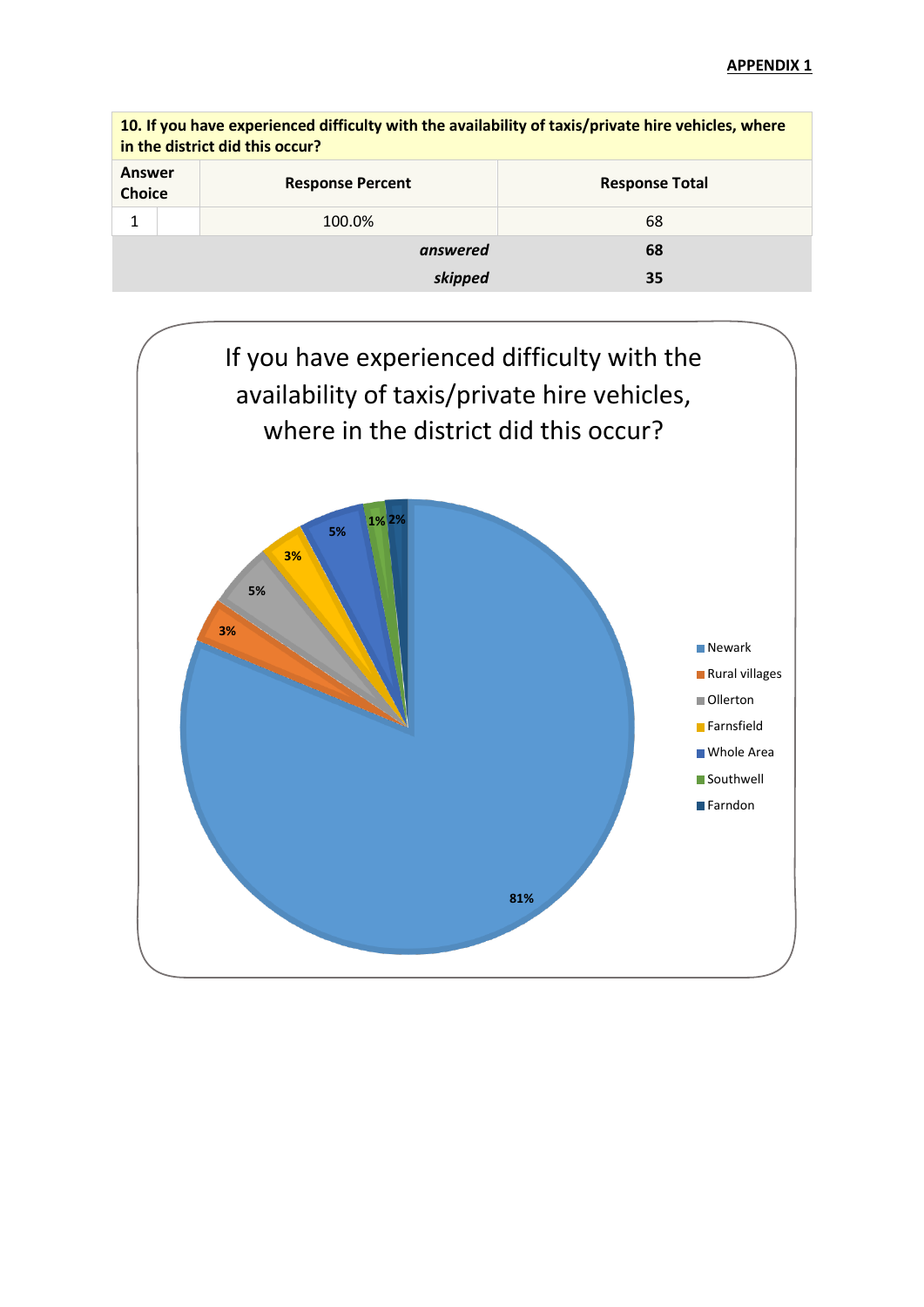**APPENDIX 1**

| 10. If you have experienced difficulty with the availability of taxis/private hire vehicles, where in the district did this occur? | | | |
|---|---|---|---|
| Answer Choice | | Response Percent | Response Total |
| 1 | | 100.0% | 68 |
| | | *answered* | **68** |
| | | *skipped* | **35** |

If you have experienced difficulty with the availability of taxis/private hire vehicles, where in the district did this occur?

| Location | Percent |
|---|---|
| Newark | 81% |
| Rural villages | 3% |
| Ollerton | 5% |
| Farnsfield | 3% |
| Whole Area | 5% |
| Southwell | 1% |
| Farndon | 2% |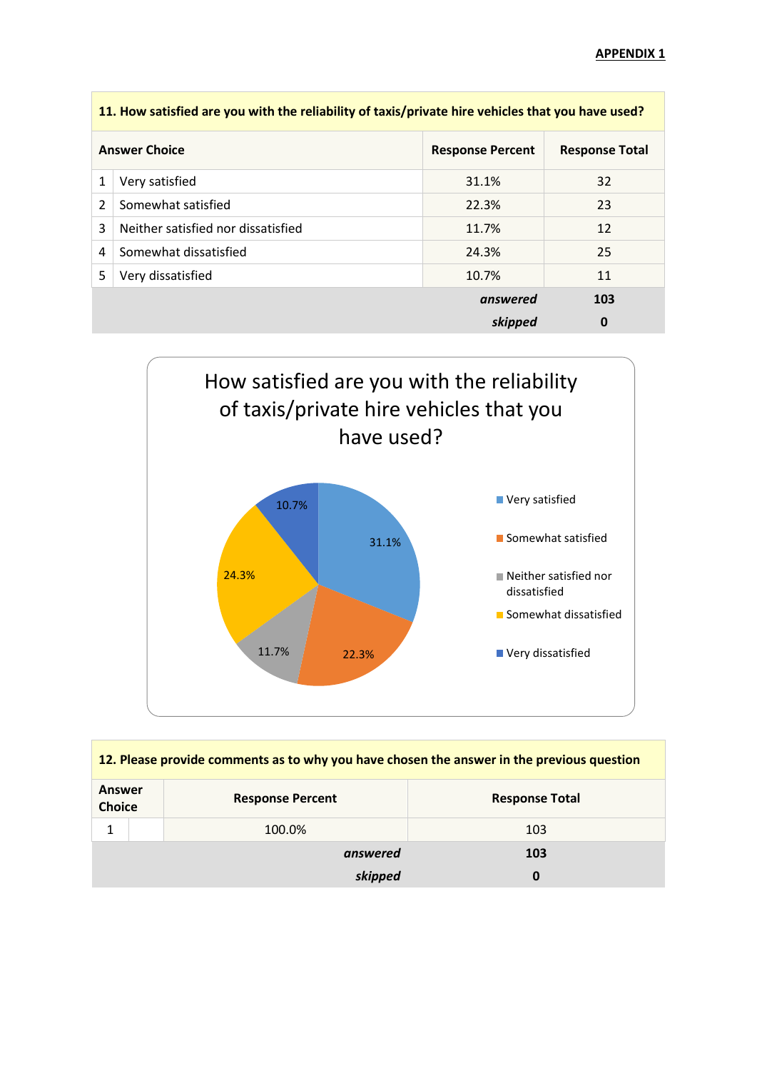**APPENDIX 1**

| **11. How satisfied are you with the reliability of taxis/private hire vehicles that you have used?** | | | |
|---|---|---|---|
| **Answer Choice** | | **Response Percent** | **Response Total** |
| 1 | Very satisfied | 31.1% | 32 |
| 2 | Somewhat satisfied | 22.3% | 23 |
| 3 | Neither satisfied nor dissatisfied | 11.7% | 12 |
| 4 | Somewhat dissatisfied | 24.3% | 25 |
| 5 | Very dissatisfied | 10.7% | 11 |
| | | ***answered*** | **103** |
| | | ***skipped*** | **0** |

How satisfied are you with the reliability of taxis/private hire vehicles that you have used?

| Answer | Percent |
|---|---|
| Very satisfied | 31.1% |
| Somewhat satisfied | 22.3% |
| Neither satisfied nor dissatisfied | 11.7% |
| Somewhat dissatisfied | 24.3% |
| Very dissatisfied | 10.7% |

| **12. Please provide comments as to why you have chosen the answer in the previous question** | | | |
|---|---|---|---|
| **Answer Choice** | | **Response Percent** | **Response Total** |
| 1 | | 100.0% | 103 |
| | | ***answered*** | **103** |
| | | ***skipped*** | **0** |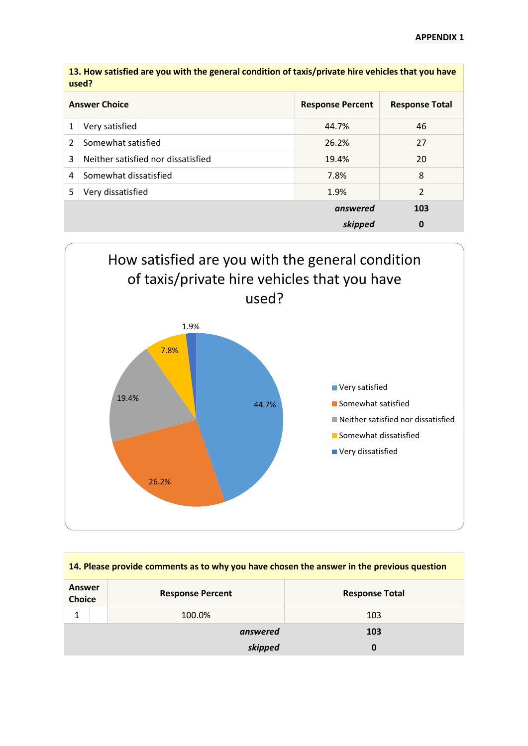**APPENDIX 1**

| 13. How satisfied are you with the general condition of taxis/private hire vehicles that you have used? | | | |
|---|---|---|---|
| **Answer Choice** | | **Response Percent** | **Response Total** |
| 1 | Very satisfied | 44.7% | 46 |
| 2 | Somewhat satisfied | 26.2% | 27 |
| 3 | Neither satisfied nor dissatisfied | 19.4% | 20 |
| 4 | Somewhat dissatisfied | 7.8% | 8 |
| 5 | Very dissatisfied | 1.9% | 2 |
| | | ***answered*** | **103** |
| | | ***skipped*** | **0** |

How satisfied are you with the general condition of taxis/private hire vehicles that you have used?

- Very satisfied: 44.7%
- Somewhat satisfied: 26.2%
- Neither satisfied nor dissatisfied: 19.4%
- Somewhat dissatisfied: 7.8%
- Very dissatisfied: 1.9%

| 14. Please provide comments as to why you have chosen the answer in the previous question | | | |
|---|---|---|---|
| **Answer Choice** | | **Response Percent** | **Response Total** |
| 1 | | 100.0% | 103 |
| | | ***answered*** | **103** |
| | | ***skipped*** | **0** |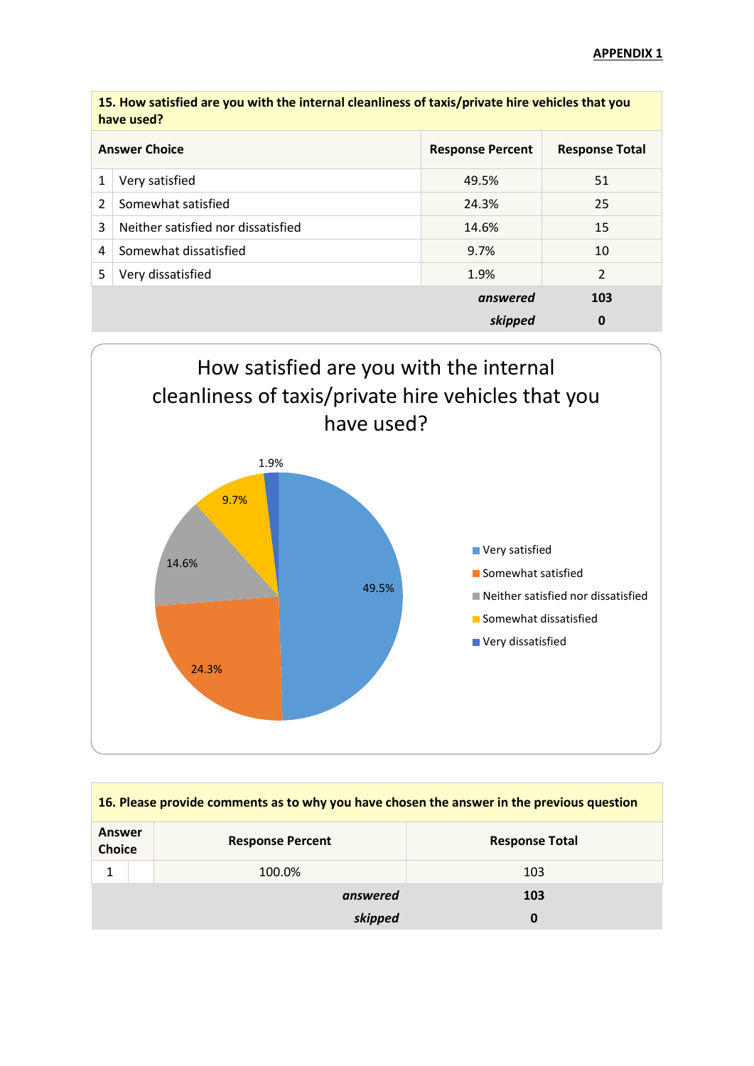**APPENDIX 1**

| 15. How satisfied are you with the internal cleanliness of taxis/private hire vehicles that you have used? | | | |
|---|---|---|---|
| **Answer Choice** | | **Response Percent** | **Response Total** |
| 1 | Very satisfied | 49.5% | 51 |
| 2 | Somewhat satisfied | 24.3% | 25 |
| 3 | Neither satisfied nor dissatisfied | 14.6% | 15 |
| 4 | Somewhat dissatisfied | 9.7% | 10 |
| 5 | Very dissatisfied | 1.9% | 2 |
| | | ***answered*** | **103** |
| | | ***skipped*** | **0** |

How satisfied are you with the internal cleanliness of taxis/private hire vehicles that you have used?

- Very satisfied: 49.5%
- Somewhat satisfied: 24.3%
- Neither satisfied nor dissatisfied: 14.6%
- Somewhat dissatisfied: 9.7%
- Very dissatisfied: 1.9%

| 16. Please provide comments as to why you have chosen the answer in the previous question | | | |
|---|---|---|---|
| **Answer Choice** | | **Response Percent** | **Response Total** |
| 1 | | 100.0% | 103 |
| | | ***answered*** | **103** |
| | | ***skipped*** | **0** |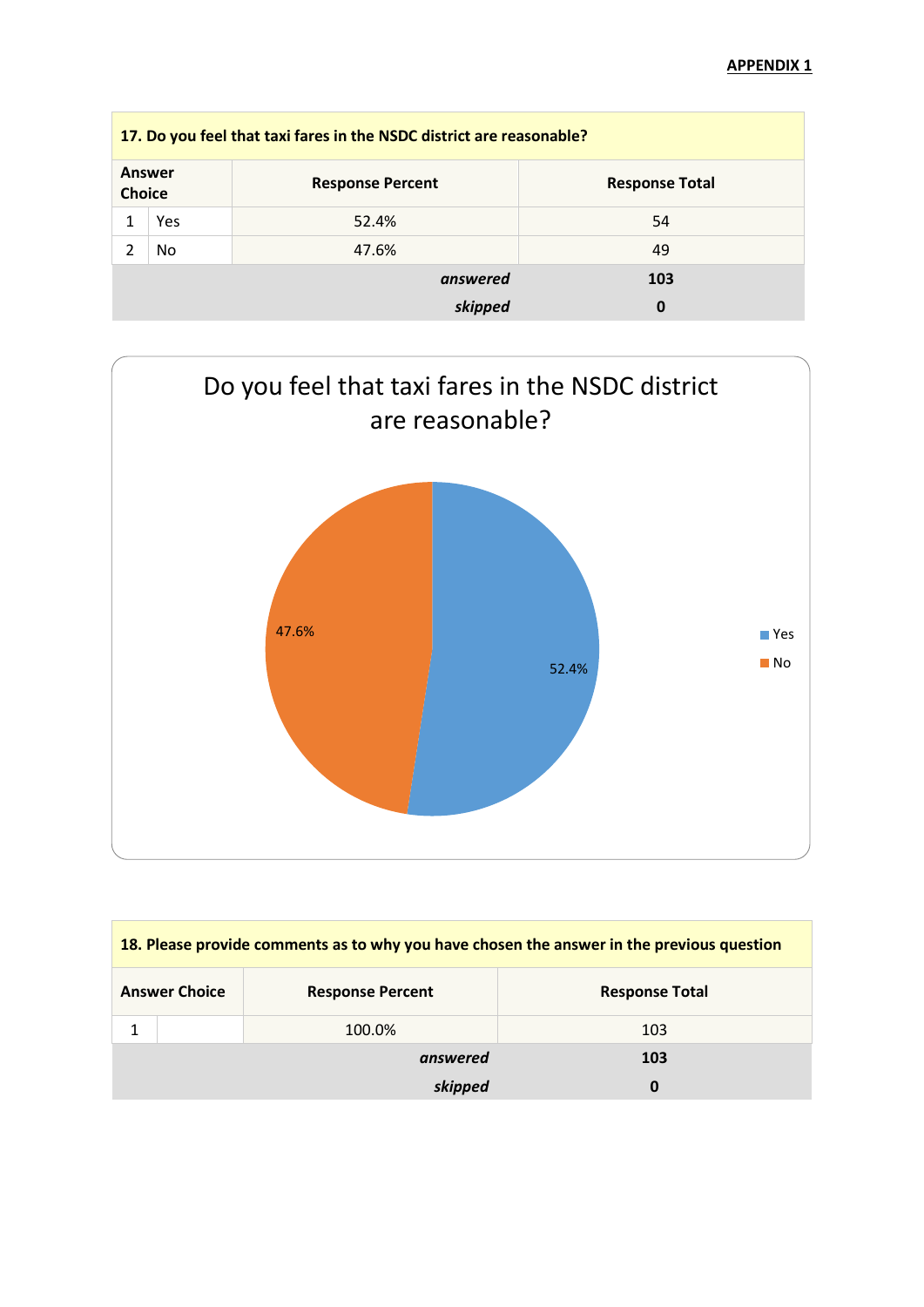**APPENDIX 1**

| 17. Do you feel that taxi fares in the NSDC district are reasonable? | | | |
|---|---|---|---|
| **Answer Choice** | | **Response Percent** | **Response Total** |
| 1 | Yes | 52.4% | 54 |
| 2 | No | 47.6% | 49 |
| | | ***answered*** | **103** |
| | | ***skipped*** | **0** |

Do you feel that taxi fares in the NSDC district are reasonable?

- Yes: 52.4%
- No: 47.6%

| 18. Please provide comments as to why you have chosen the answer in the previous question | | | |
|---|---|---|---|
| **Answer Choice** | | **Response Percent** | **Response Total** |
| 1 | | 100.0% | 103 |
| | | ***answered*** | **103** |
| | | ***skipped*** | **0** |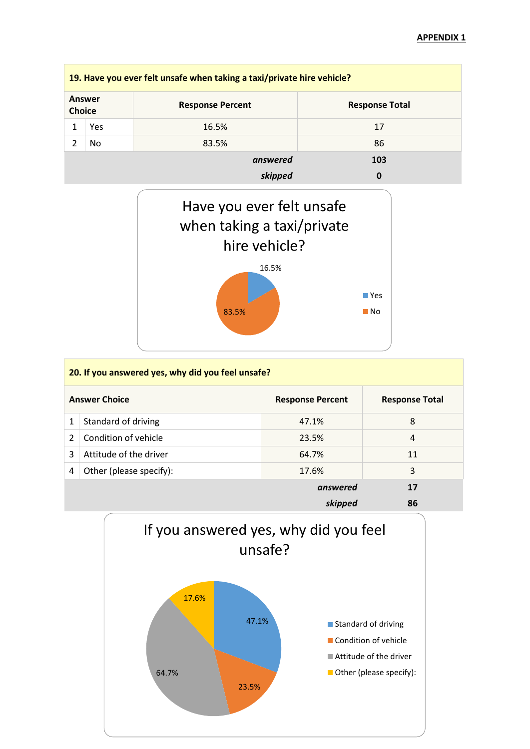**APPENDIX 1**

| 19. Have you ever felt unsafe when taking a taxi/private hire vehicle? | | | |
|---|---|---|---|
| **Answer Choice** | | **Response Percent** | **Response Total** |
| 1 | Yes | 16.5% | 17 |
| 2 | No | 83.5% | 86 |
| | | ***answered*** | **103** |
| | | ***skipped*** | **0** |

Have you ever felt unsafe when taking a taxi/private hire vehicle?

- Yes: 16.5%
- No: 83.5%

| 20. If you answered yes, why did you feel unsafe? | | | |
|---|---|---|---|
| **Answer Choice** | | **Response Percent** | **Response Total** |
| 1 | Standard of driving | 47.1% | 8 |
| 2 | Condition of vehicle | 23.5% | 4 |
| 3 | Attitude of the driver | 64.7% | 11 |
| 4 | Other (please specify): | 17.6% | 3 |
| | | ***answered*** | **17** |
| | | ***skipped*** | **86** |

If you answered yes, why did you feel unsafe?

- Standard of driving: 47.1%
- Condition of vehicle: 23.5%
- Attitude of the driver: 64.7%
- Other (please specify): 17.6%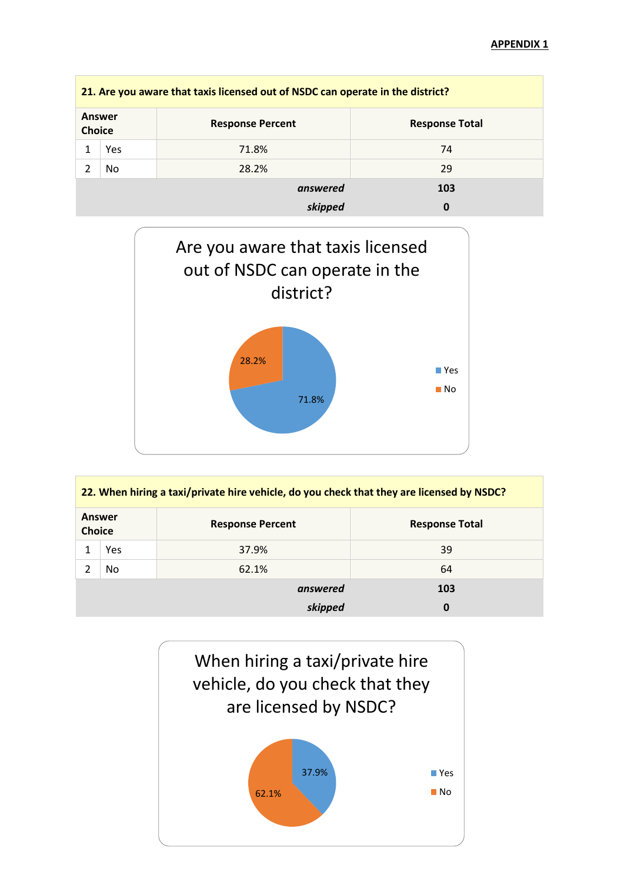**APPENDIX 1**

| **21. Are you aware that taxis licensed out of NSDC can operate in the district?** | | | |
|---|---|---|---|
| **Answer Choice** | | **Response Percent** | **Response Total** |
| 1 | Yes | 71.8% | 74 |
| 2 | No | 28.2% | 29 |
| | | ***answered*** | **103** |
| | | ***skipped*** | **0** |

Are you aware that taxis licensed out of NSDC can operate in the district?

- Yes: 71.8%
- No: 28.2%

| **22. When hiring a taxi/private hire vehicle, do you check that they are licensed by NSDC?** | | | |
|---|---|---|---|
| **Answer Choice** | | **Response Percent** | **Response Total** |
| 1 | Yes | 37.9% | 39 |
| 2 | No | 62.1% | 64 |
| | | ***answered*** | **103** |
| | | ***skipped*** | **0** |

When hiring a taxi/private hire vehicle, do you check that they are licensed by NSDC?

- Yes: 37.9%
- No: 62.1%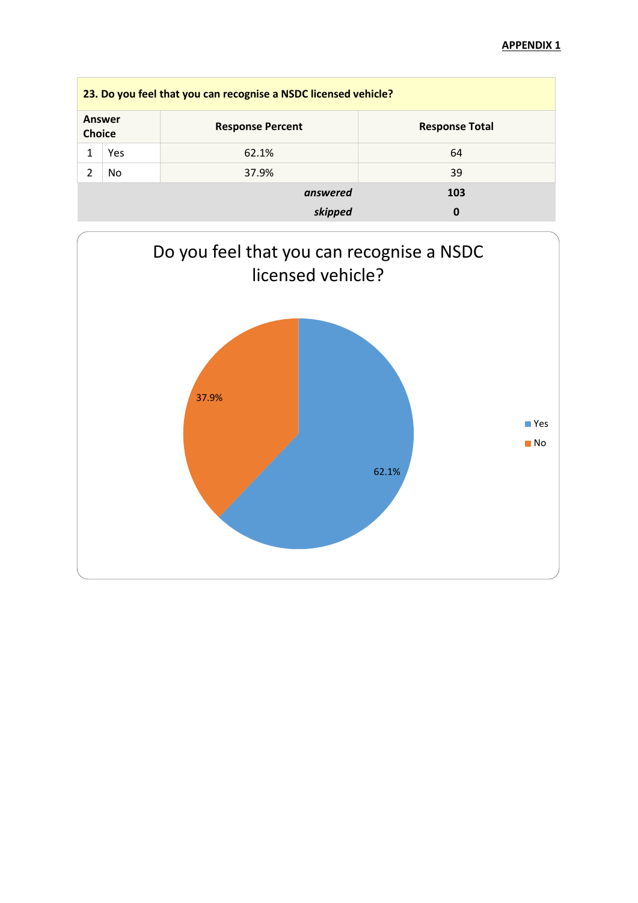**APPENDIX 1**

| 23. Do you feel that you can recognise a NSDC licensed vehicle? | | | |
|---|---|---|---|
| **Answer Choice** | | **Response Percent** | **Response Total** |
| 1 | Yes | 62.1% | 64 |
| 2 | No | 37.9% | 39 |
| | | *answered* | **103** |
| | | *skipped* | **0** |

Do you feel that you can recognise a NSDC licensed vehicle?

- Yes: 62.1%
- No: 37.9%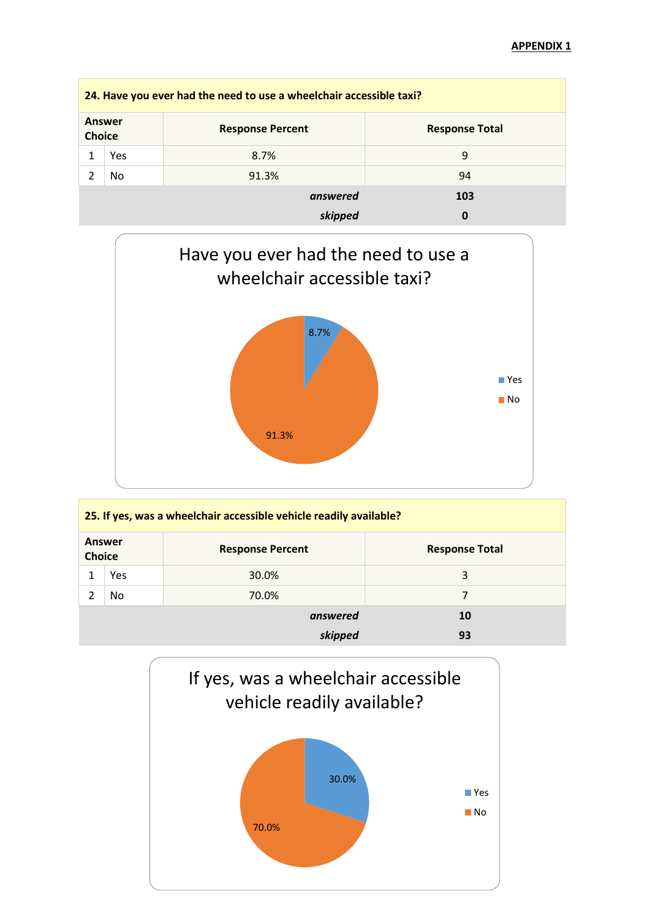**APPENDIX 1**

| 24. Have you ever had the need to use a wheelchair accessible taxi? | | | |
|---|---|---|---|
| Answer Choice | | Response Percent | Response Total |
| 1 | Yes | 8.7% | 9 |
| 2 | No | 91.3% | 94 |
| | | *answered* | **103** |
| | | *skipped* | **0** |

Have you ever had the need to use a wheelchair accessible taxi?

- Yes: 8.7%
- No: 91.3%

| 25. If yes, was a wheelchair accessible vehicle readily available? | | | |
|---|---|---|---|
| Answer Choice | | Response Percent | Response Total |
| 1 | Yes | 30.0% | 3 |
| 2 | No | 70.0% | 7 |
| | | *answered* | **10** |
| | | *skipped* | **93** |

If yes, was a wheelchair accessible vehicle readily available?

- Yes: 30.0%
- No: 70.0%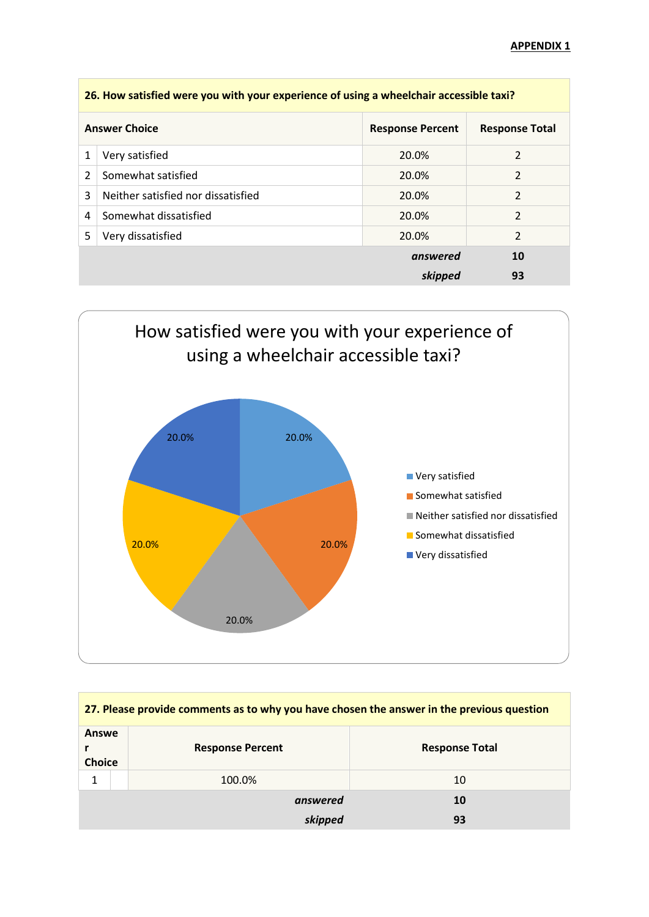**APPENDIX 1**

| 26. How satisfied were you with your experience of using a wheelchair accessible taxi? | | | |
|---|---|---|---|
| **Answer Choice** | | **Response Percent** | **Response Total** |
| 1 | Very satisfied | 20.0% | 2 |
| 2 | Somewhat satisfied | 20.0% | 2 |
| 3 | Neither satisfied nor dissatisfied | 20.0% | 2 |
| 4 | Somewhat dissatisfied | 20.0% | 2 |
| 5 | Very dissatisfied | 20.0% | 2 |
| | | ***answered*** | **10** |
| | | ***skipped*** | **93** |

How satisfied were you with your experience of using a wheelchair accessible taxi?

- Very satisfied: 20.0%
- Somewhat satisfied: 20.0%
- Neither satisfied nor dissatisfied: 20.0%
- Somewhat dissatisfied: 20.0%
- Very dissatisfied: 20.0%

| 27. Please provide comments as to why you have chosen the answer in the previous question | | | |
|---|---|---|---|
| **Answer Choice** | | **Response Percent** | **Response Total** |
| 1 | | 100.0% | 10 |
| | | ***answered*** | **10** |
| | | ***skipped*** | **93** |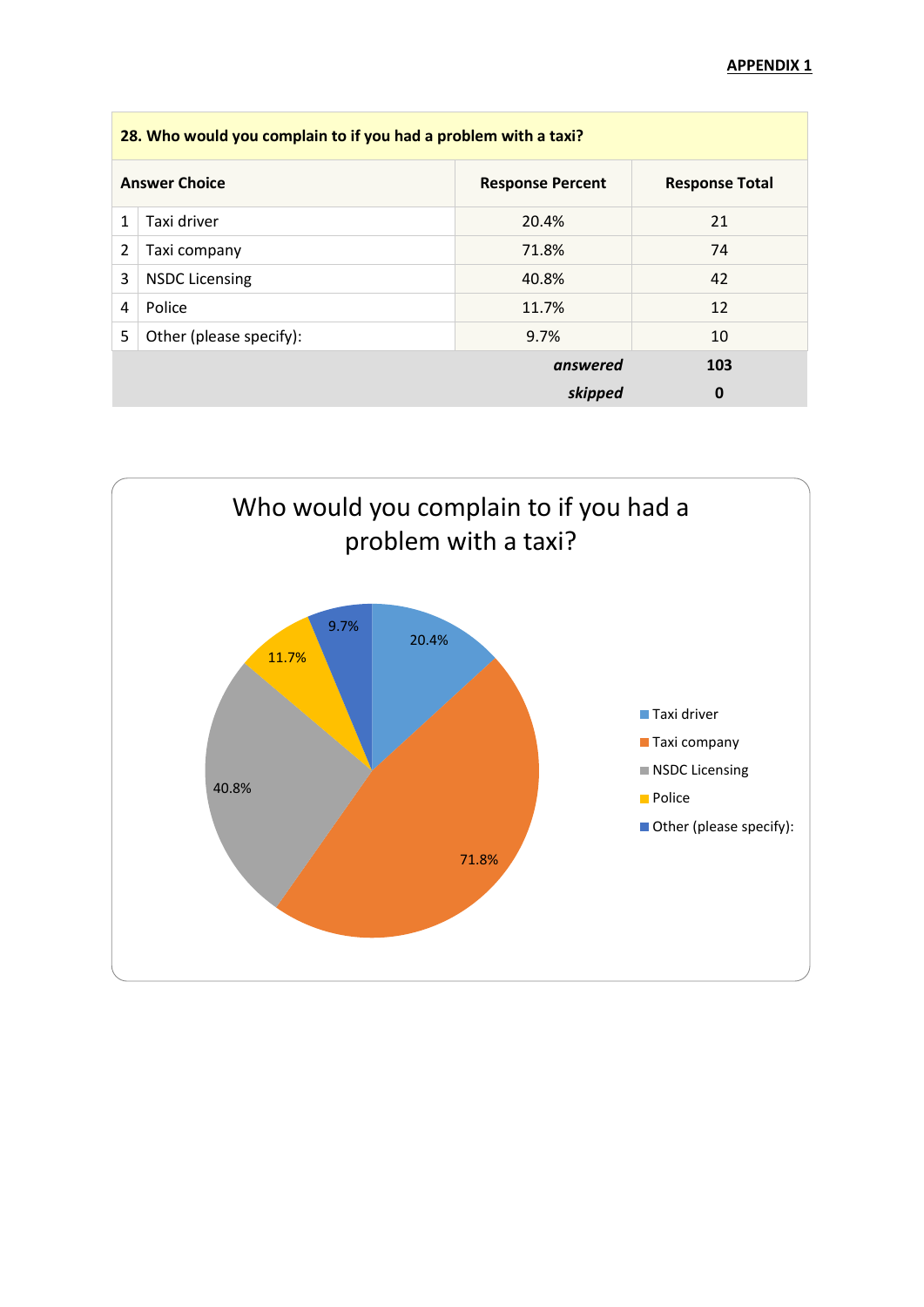**APPENDIX 1**

| 28. Who would you complain to if you had a problem with a taxi? | | | |
|---|---|---|---|
| **Answer Choice** | | **Response Percent** | **Response Total** |
| 1 | Taxi driver | 20.4% | 21 |
| 2 | Taxi company | 71.8% | 74 |
| 3 | NSDC Licensing | 40.8% | 42 |
| 4 | Police | 11.7% | 12 |
| 5 | Other (please specify): | 9.7% | 10 |
| | | ***answered*** | **103** |
| | | ***skipped*** | **0** |

Who would you complain to if you had a problem with a taxi?

- Taxi driver: 20.4%
- Taxi company: 71.8%
- NSDC Licensing: 40.8%
- Police: 11.7%
- Other (please specify): 9.7%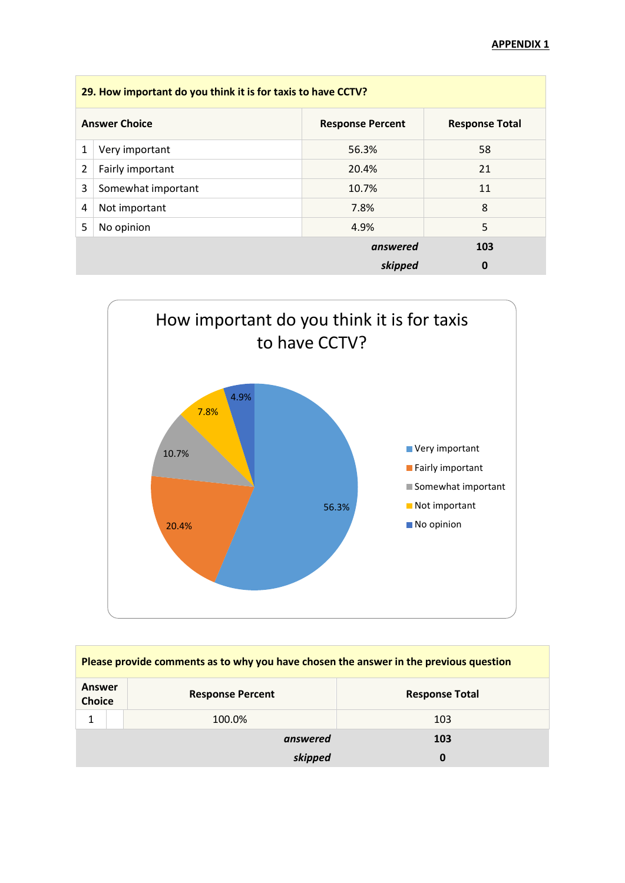**APPENDIX 1**

| 29. How important do you think it is for taxis to have CCTV? | | | |
|---|---|---|---|
| **Answer Choice** | | **Response Percent** | **Response Total** |
| 1 | Very important | 56.3% | 58 |
| 2 | Fairly important | 20.4% | 21 |
| 3 | Somewhat important | 10.7% | 11 |
| 4 | Not important | 7.8% | 8 |
| 5 | No opinion | 4.9% | 5 |
| | | ***answered*** | **103** |
| | | ***skipped*** | **0** |

How important do you think it is for taxis to have CCTV?

56.3%
20.4%
10.7%
7.8%
4.9%

Very important
Fairly important
Somewhat important
Not important
No opinion

| Please provide comments as to why you have chosen the answer in the previous question | | | |
|---|---|---|---|
| **Answer Choice** | | **Response Percent** | **Response Total** |
| 1 | | 100.0% | 103 |
| | | ***answered*** | **103** |
| | | ***skipped*** | **0** |